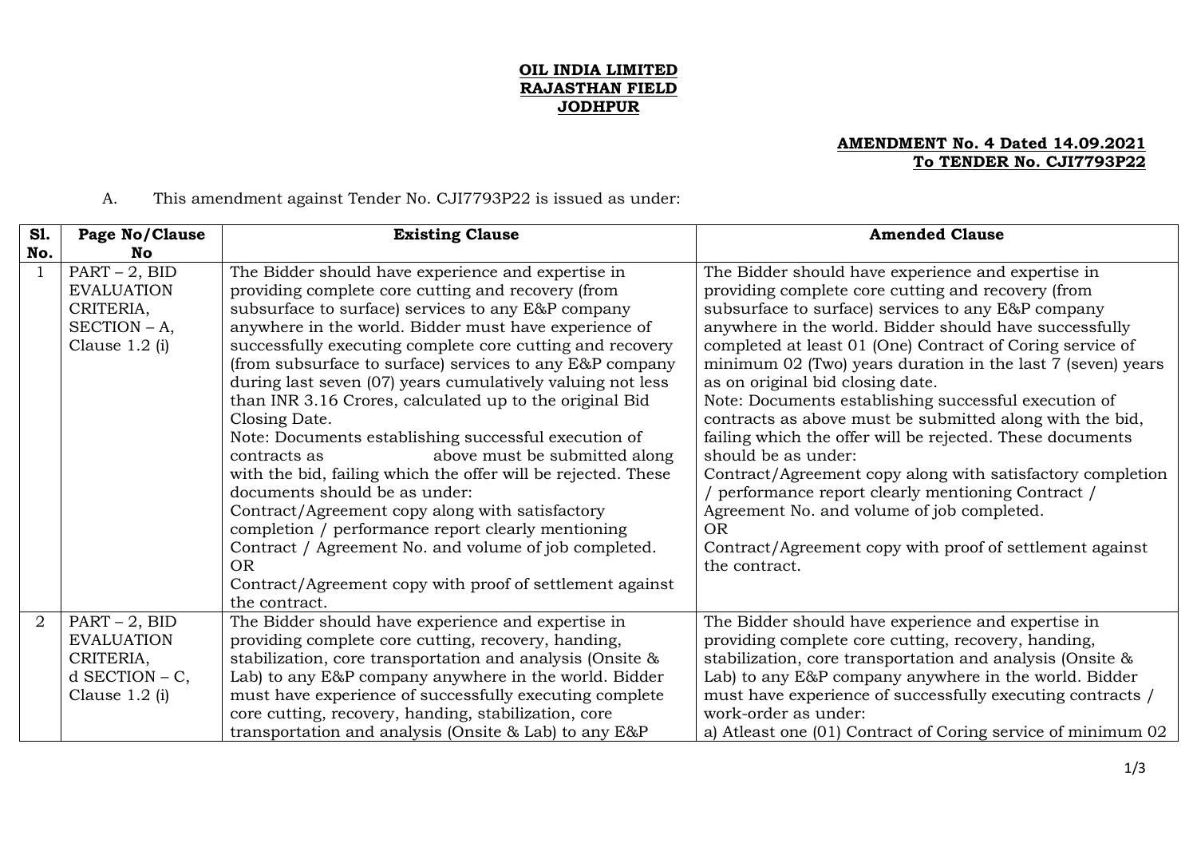**OIL INDIA LIMITED**
**RAJASTHAN FIELD**
**JODHPUR**

**AMENDMENT No. 4 Dated 14.09.2021**
**To TENDER No. CJI7793P22**

A. This amendment against Tender No. CJI7793P22 is issued as under:

| Sl. No. | Page No/Clause No | Existing Clause | Amended Clause |
|---|---|---|---|
| 1 | PART – 2, BID EVALUATION CRITERIA, SECTION – A, Clause 1.2 (i) | The Bidder should have experience and expertise in providing complete core cutting and recovery (from subsurface to surface) services to any E&P company anywhere in the world. Bidder must have experience of successfully executing complete core cutting and recovery (from subsurface to surface) services to any E&P company during last seven (07) years cumulatively valuing not less than INR 3.16 Crores, calculated up to the original Bid Closing Date.<br>Note: Documents establishing successful execution of contracts as above must be submitted along with the bid, failing which the offer will be rejected. These documents should be as under:<br>Contract/Agreement copy along with satisfactory completion / performance report clearly mentioning Contract / Agreement No. and volume of job completed.<br>OR<br>Contract/Agreement copy with proof of settlement against the contract. | The Bidder should have experience and expertise in providing complete core cutting and recovery (from subsurface to surface) services to any E&P company anywhere in the world. Bidder should have successfully completed at least 01 (One) Contract of Coring service of minimum 02 (Two) years duration in the last 7 (seven) years as on original bid closing date.<br>Note: Documents establishing successful execution of contracts as above must be submitted along with the bid, failing which the offer will be rejected. These documents should be as under:<br>Contract/Agreement copy along with satisfactory completion / performance report clearly mentioning Contract / Agreement No. and volume of job completed.<br>OR<br>Contract/Agreement copy with proof of settlement against the contract. |
| 2 | PART – 2, BID EVALUATION CRITERIA, d SECTION – C, Clause 1.2 (i) | The Bidder should have experience and expertise in providing complete core cutting, recovery, handing, stabilization, core transportation and analysis (Onsite & Lab) to any E&P company anywhere in the world. Bidder must have experience of successfully executing complete core cutting, recovery, handing, stabilization, core transportation and analysis (Onsite & Lab) to any E&P | The Bidder should have experience and expertise in providing complete core cutting, recovery, handing, stabilization, core transportation and analysis (Onsite & Lab) to any E&P company anywhere in the world. Bidder must have experience of successfully executing contracts / work-order as under:<br>a) Atleast one (01) Contract of Coring service of minimum 02 |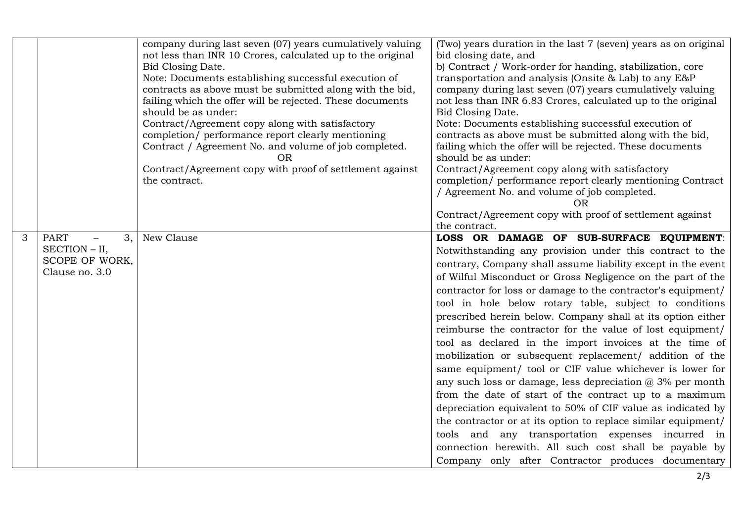| | | | |
|---|---|---|---|
| | | company during last seven (07) years cumulatively valuing not less than INR 10 Crores, calculated up to the original Bid Closing Date.<br>Note: Documents establishing successful execution of contracts as above must be submitted along with the bid, failing which the offer will be rejected. These documents should be as under:<br>Contract/Agreement copy along with satisfactory completion/ performance report clearly mentioning Contract / Agreement No. and volume of job completed.<br>OR<br>Contract/Agreement copy with proof of settlement against the contract. | (Two) years duration in the last 7 (seven) years as on original bid closing date, and<br>b) Contract / Work-order for handing, stabilization, core transportation and analysis (Onsite & Lab) to any E&P company during last seven (07) years cumulatively valuing not less than INR 6.83 Crores, calculated up to the original Bid Closing Date.<br>Note: Documents establishing successful execution of contracts as above must be submitted along with the bid, failing which the offer will be rejected. These documents should be as under:<br>Contract/Agreement copy along with satisfactory completion/ performance report clearly mentioning Contract / Agreement No. and volume of job completed.<br>OR<br>Contract/Agreement copy with proof of settlement against the contract. |
| 3 | PART – 3, SECTION – II, SCOPE OF WORK, Clause no. 3.0 | New Clause | **LOSS OR DAMAGE OF SUB-SURFACE EQUIPMENT**: Notwithstanding any provision under this contract to the contrary, Company shall assume liability except in the event of Wilful Misconduct or Gross Negligence on the part of the contractor for loss or damage to the contractor's equipment/ tool in hole below rotary table, subject to conditions prescribed herein below. Company shall at its option either reimburse the contractor for the value of lost equipment/ tool as declared in the import invoices at the time of mobilization or subsequent replacement/ addition of the same equipment/ tool or CIF value whichever is lower for any such loss or damage, less depreciation @ 3% per month from the date of start of the contract up to a maximum depreciation equivalent to 50% of CIF value as indicated by the contractor or at its option to replace similar equipment/ tools and any transportation expenses incurred in connection herewith. All such cost shall be payable by Company only after Contractor produces documentary |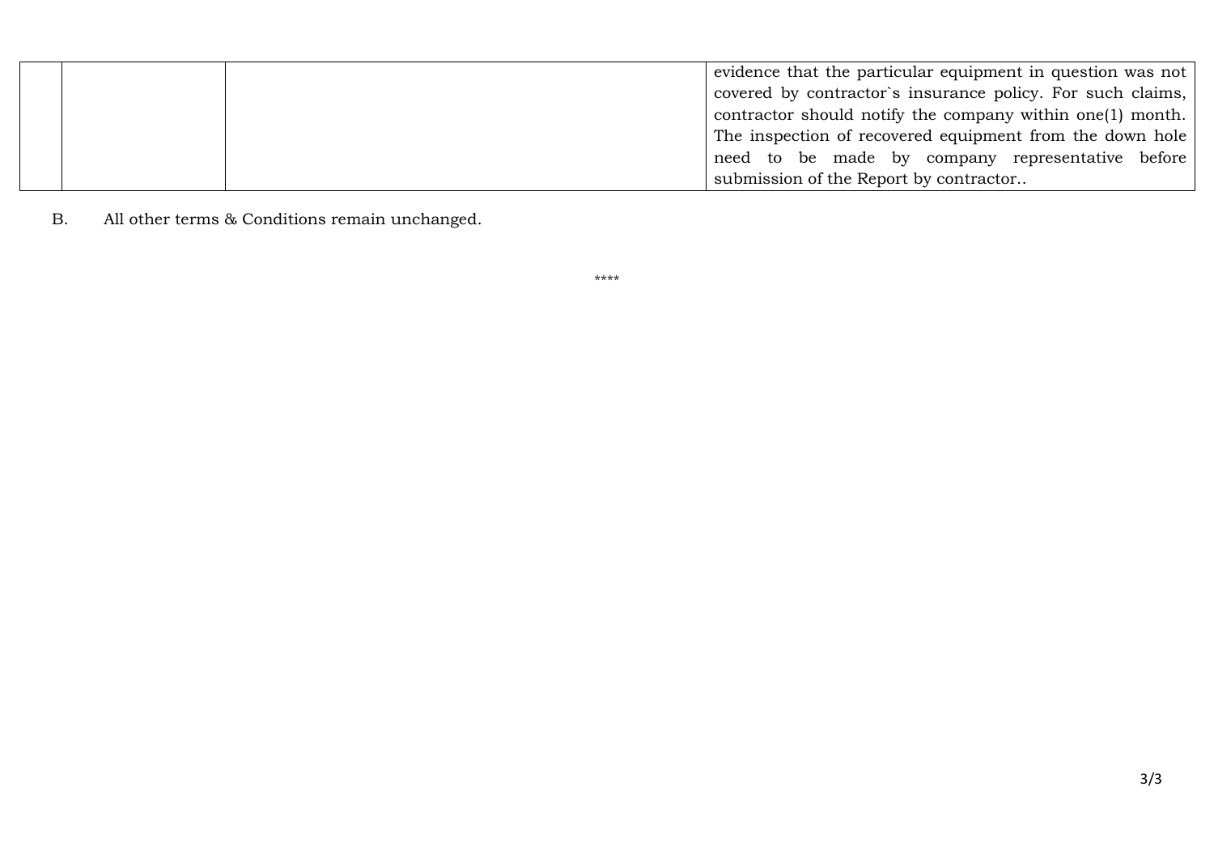| | | | |
|---|---|---|---|
| | | | evidence that the particular equipment in question was not covered by contractor`s insurance policy. For such claims, contractor should notify the company within one(1) month. The inspection of recovered equipment from the down hole need to be made by company representative before submission of the Report by contractor.. |

B. All other terms & Conditions remain unchanged.

****